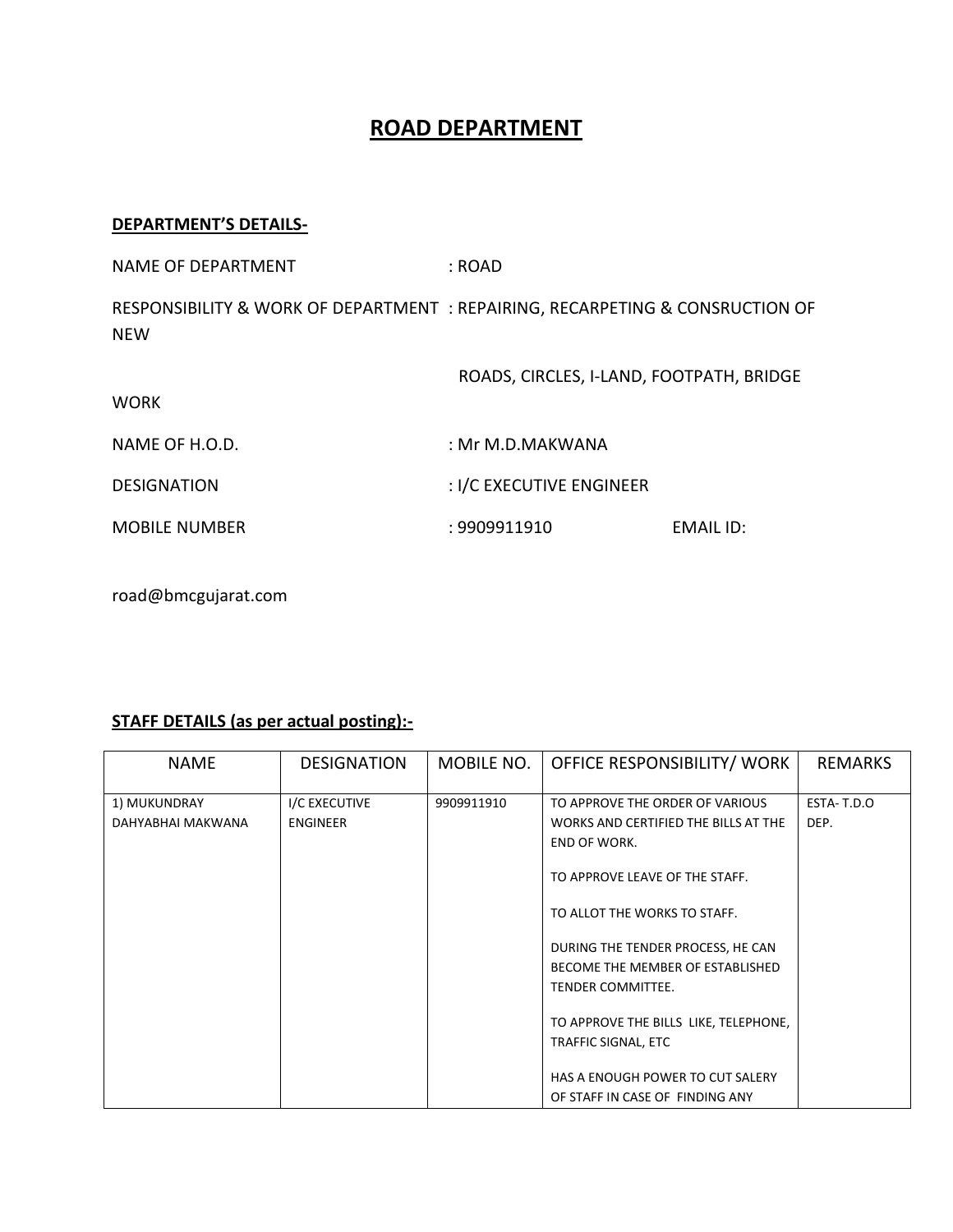# ROAD DEPARTMENT

**DEPARTMENT'S DETAILS-**

NAME OF DEPARTMENT : ROAD

RESPONSIBILITY & WORK OF DEPARTMENT : REPAIRING, RECARPETING & CONSRUCTION OF NEW

ROADS, CIRCLES, I-LAND, FOOTPATH, BRIDGE WORK

NAME OF H.O.D. : Mr M.D.MAKWANA

DESIGNATION : I/C EXECUTIVE ENGINEER

MOBILE NUMBER : 9909911910 EMAIL ID:

road@bmcgujarat.com

**STAFF DETAILS (as per actual posting):-**

| NAME | DESIGNATION | MOBILE NO. | OFFICE RESPONSIBILITY/ WORK | REMARKS |
|---|---|---|---|---|
| 1) MUKUNDRAY DAHYABHAI MAKWANA | I/C EXECUTIVE ENGINEER | 9909911910 | TO APPROVE THE ORDER OF VARIOUS WORKS AND CERTIFIED THE BILLS AT THE END OF WORK.<br><br>TO APPROVE LEAVE OF THE STAFF.<br><br>TO ALLOT THE WORKS TO STAFF.<br><br>DURING THE TENDER PROCESS, HE CAN BECOME THE MEMBER OF ESTABLISHED TENDER COMMITTEE.<br><br>TO APPROVE THE BILLS LIKE, TELEPHONE, TRAFFIC SIGNAL, ETC<br><br>HAS A ENOUGH POWER TO CUT SALERY OF STAFF IN CASE OF FINDING ANY | ESTA- T.D.O DEP. |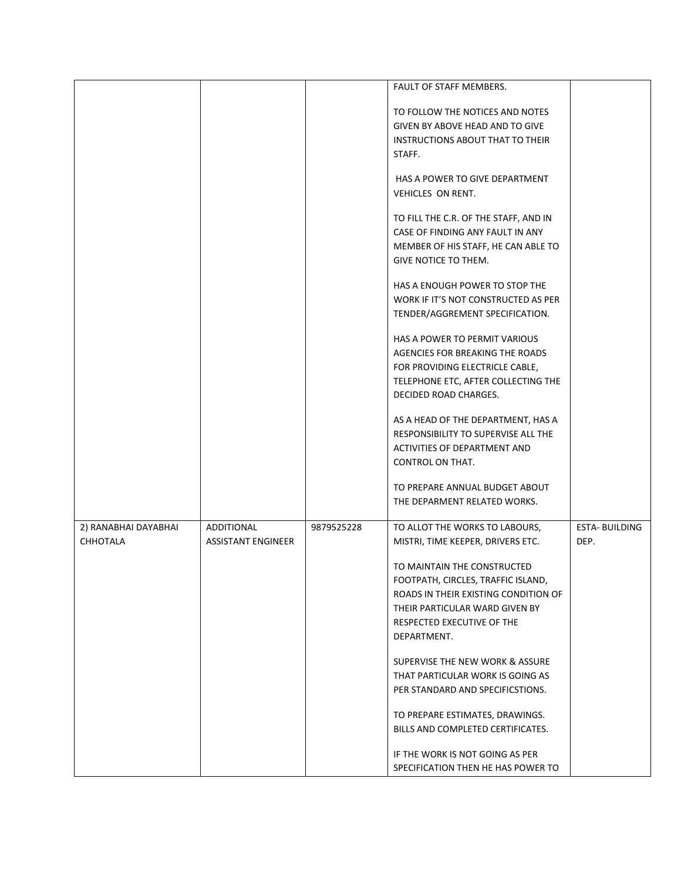| | | | | |
|---|---|---|---|---|
| | | | FAULT OF STAFF MEMBERS.<br><br>TO FOLLOW THE NOTICES AND NOTES GIVEN BY ABOVE HEAD AND TO GIVE INSTRUCTIONS ABOUT THAT TO THEIR STAFF.<br><br>HAS A POWER TO GIVE DEPARTMENT VEHICLES ON RENT.<br><br>TO FILL THE C.R. OF THE STAFF, AND IN CASE OF FINDING ANY FAULT IN ANY MEMBER OF HIS STAFF, HE CAN ABLE TO GIVE NOTICE TO THEM.<br><br>HAS A ENOUGH POWER TO STOP THE WORK IF IT'S NOT CONSTRUCTED AS PER TENDER/AGGREMENT SPECIFICATION.<br><br>HAS A POWER TO PERMIT VARIOUS AGENCIES FOR BREAKING THE ROADS FOR PROVIDING ELECTRICLE CABLE, TELEPHONE ETC, AFTER COLLECTING THE DECIDED ROAD CHARGES.<br><br>AS A HEAD OF THE DEPARTMENT, HAS A RESPONSIBILITY TO SUPERVISE ALL THE ACTIVITIES OF DEPARTMENT AND CONTROL ON THAT.<br><br>TO PREPARE ANNUAL BUDGET ABOUT THE DEPARMENT RELATED WORKS. | |
| 2) RANABHAI DAYABHAI CHHOTALA | ADDITIONAL ASSISTANT ENGINEER | 9879525228 | TO ALLOT THE WORKS TO LABOURS, MISTRI, TIME KEEPER, DRIVERS ETC.<br><br>TO MAINTAIN THE CONSTRUCTED FOOTPATH, CIRCLES, TRAFFIC ISLAND, ROADS IN THEIR EXISTING CONDITION OF THEIR PARTICULAR WARD GIVEN BY RESPECTED EXECUTIVE OF THE DEPARTMENT.<br><br>SUPERVISE THE NEW WORK & ASSURE THAT PARTICULAR WORK IS GOING AS PER STANDARD AND SPECIFICSTIONS.<br><br>TO PREPARE ESTIMATES, DRAWINGS. BILLS AND COMPLETED CERTIFICATES.<br><br>IF THE WORK IS NOT GOING AS PER SPECIFICATION THEN HE HAS POWER TO | ESTA- BUILDING DEP. |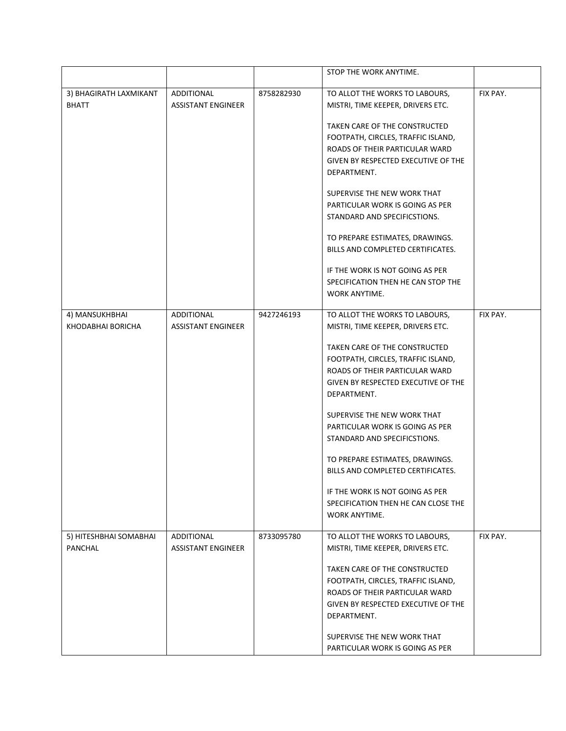|  |  |  |  |  |
|---|---|---|---|---|
|  |  |  | STOP THE WORK ANYTIME. |  |
| 3) BHAGIRATH LAXMIKANT BHATT | ADDITIONAL ASSISTANT ENGINEER | 8758282930 | TO ALLOT THE WORKS TO LABOURS, MISTRI, TIME KEEPER, DRIVERS ETC.<br><br>TAKEN CARE OF THE CONSTRUCTED FOOTPATH, CIRCLES, TRAFFIC ISLAND, ROADS OF THEIR PARTICULAR WARD GIVEN BY RESPECTED EXECUTIVE OF THE DEPARTMENT.<br><br>SUPERVISE THE NEW WORK THAT PARTICULAR WORK IS GOING AS PER STANDARD AND SPECIFICSTIONS.<br><br>TO PREPARE ESTIMATES, DRAWINGS. BILLS AND COMPLETED CERTIFICATES.<br><br>IF THE WORK IS NOT GOING AS PER SPECIFICATION THEN HE CAN STOP THE WORK ANYTIME. | FIX PAY. |
| 4) MANSUKHBHAI KHODABHAI BORICHA | ADDITIONAL ASSISTANT ENGINEER | 9427246193 | TO ALLOT THE WORKS TO LABOURS, MISTRI, TIME KEEPER, DRIVERS ETC.<br><br>TAKEN CARE OF THE CONSTRUCTED FOOTPATH, CIRCLES, TRAFFIC ISLAND, ROADS OF THEIR PARTICULAR WARD GIVEN BY RESPECTED EXECUTIVE OF THE DEPARTMENT.<br><br>SUPERVISE THE NEW WORK THAT PARTICULAR WORK IS GOING AS PER STANDARD AND SPECIFICSTIONS.<br><br>TO PREPARE ESTIMATES, DRAWINGS. BILLS AND COMPLETED CERTIFICATES.<br><br>IF THE WORK IS NOT GOING AS PER SPECIFICATION THEN HE CAN CLOSE THE WORK ANYTIME. | FIX PAY. |
| 5) HITESHBHAI SOMABHAI PANCHAL | ADDITIONAL ASSISTANT ENGINEER | 8733095780 | TO ALLOT THE WORKS TO LABOURS, MISTRI, TIME KEEPER, DRIVERS ETC.<br><br>TAKEN CARE OF THE CONSTRUCTED FOOTPATH, CIRCLES, TRAFFIC ISLAND, ROADS OF THEIR PARTICULAR WARD GIVEN BY RESPECTED EXECUTIVE OF THE DEPARTMENT.<br><br>SUPERVISE THE NEW WORK THAT PARTICULAR WORK IS GOING AS PER | FIX PAY. |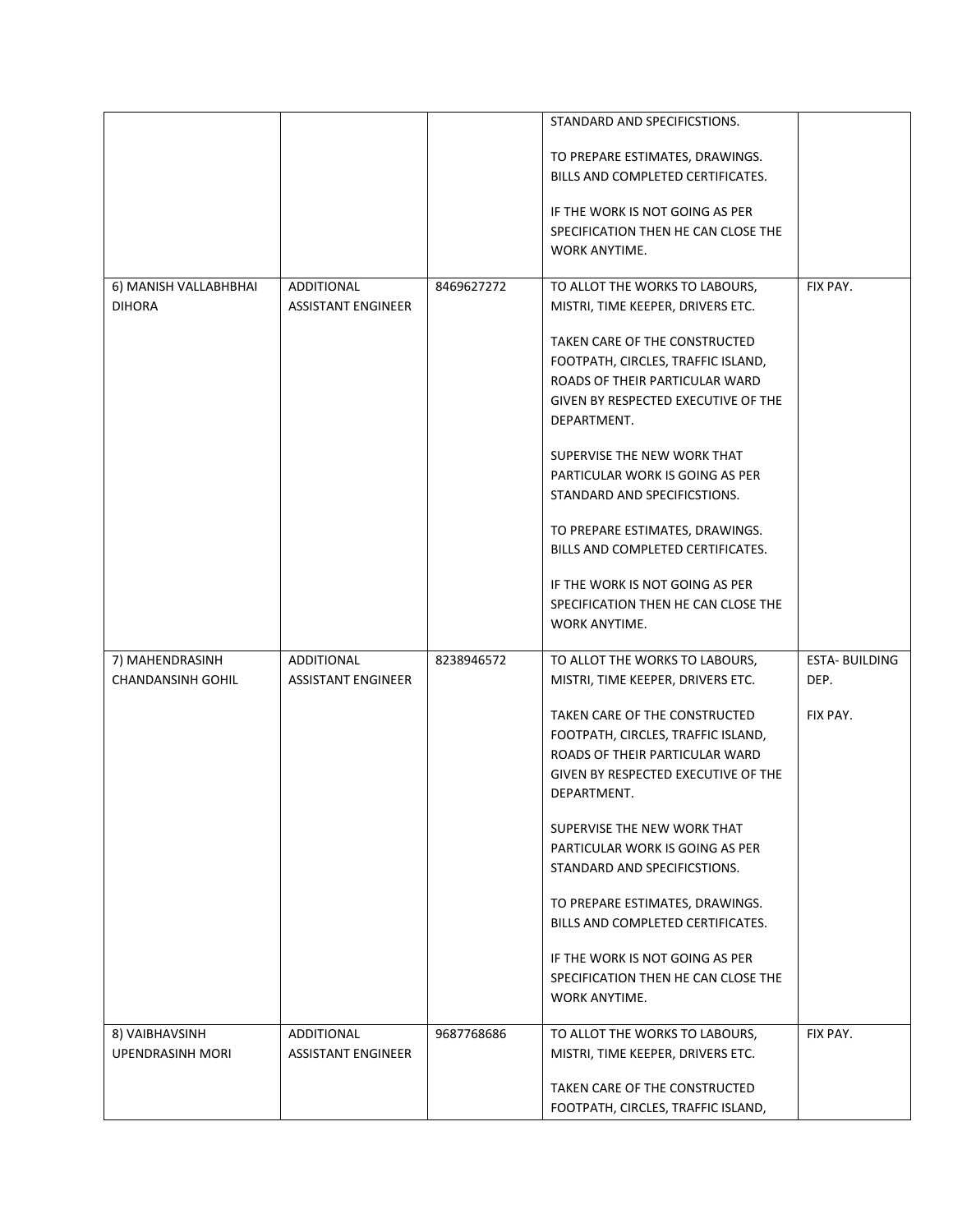| | | | STANDARD AND SPECIFICSTIONS.<br><br>TO PREPARE ESTIMATES, DRAWINGS. BILLS AND COMPLETED CERTIFICATES.<br><br>IF THE WORK IS NOT GOING AS PER SPECIFICATION THEN HE CAN CLOSE THE WORK ANYTIME. | |
|---|---|---|---|---|
| 6) MANISH VALLABHBHAI DIHORA | ADDITIONAL ASSISTANT ENGINEER | 8469627272 | TO ALLOT THE WORKS TO LABOURS, MISTRI, TIME KEEPER, DRIVERS ETC.<br><br>TAKEN CARE OF THE CONSTRUCTED FOOTPATH, CIRCLES, TRAFFIC ISLAND, ROADS OF THEIR PARTICULAR WARD GIVEN BY RESPECTED EXECUTIVE OF THE DEPARTMENT.<br><br>SUPERVISE THE NEW WORK THAT PARTICULAR WORK IS GOING AS PER STANDARD AND SPECIFICSTIONS.<br><br>TO PREPARE ESTIMATES, DRAWINGS. BILLS AND COMPLETED CERTIFICATES.<br><br>IF THE WORK IS NOT GOING AS PER SPECIFICATION THEN HE CAN CLOSE THE WORK ANYTIME. | FIX PAY. |
| 7) MAHENDRASINH CHANDANSINH GOHIL | ADDITIONAL ASSISTANT ENGINEER | 8238946572 | TO ALLOT THE WORKS TO LABOURS, MISTRI, TIME KEEPER, DRIVERS ETC.<br><br>TAKEN CARE OF THE CONSTRUCTED FOOTPATH, CIRCLES, TRAFFIC ISLAND, ROADS OF THEIR PARTICULAR WARD GIVEN BY RESPECTED EXECUTIVE OF THE DEPARTMENT.<br><br>SUPERVISE THE NEW WORK THAT PARTICULAR WORK IS GOING AS PER STANDARD AND SPECIFICSTIONS.<br><br>TO PREPARE ESTIMATES, DRAWINGS. BILLS AND COMPLETED CERTIFICATES.<br><br>IF THE WORK IS NOT GOING AS PER SPECIFICATION THEN HE CAN CLOSE THE WORK ANYTIME. | ESTA- BUILDING DEP.<br><br>FIX PAY. |
| 8) VAIBHAVSINH UPENDRASINH MORI | ADDITIONAL ASSISTANT ENGINEER | 9687768686 | TO ALLOT THE WORKS TO LABOURS, MISTRI, TIME KEEPER, DRIVERS ETC.<br><br>TAKEN CARE OF THE CONSTRUCTED FOOTPATH, CIRCLES, TRAFFIC ISLAND, | FIX PAY. |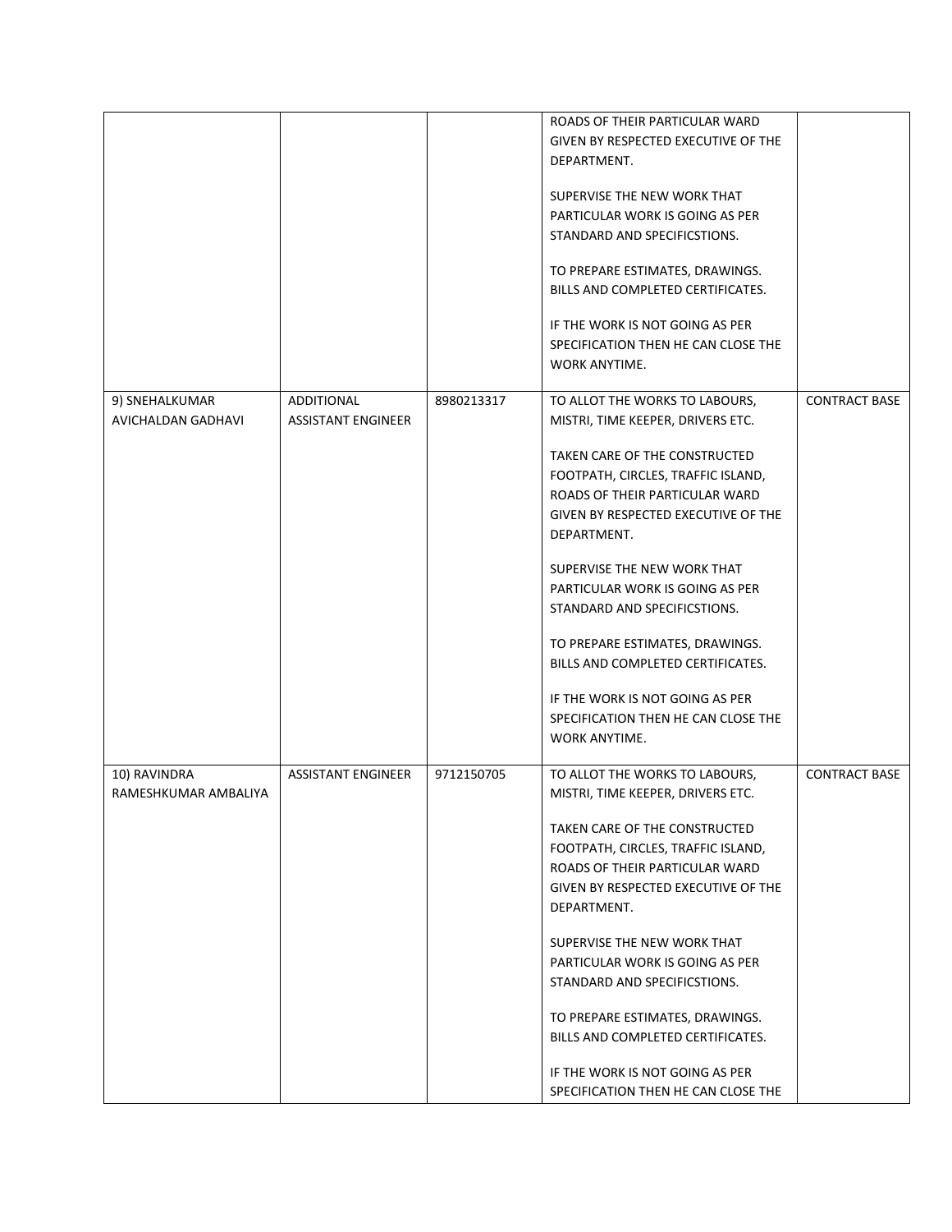| | | | | |
|---|---|---|---|---|
| | | | ROADS OF THEIR PARTICULAR WARD GIVEN BY RESPECTED EXECUTIVE OF THE DEPARTMENT.<br><br>SUPERVISE THE NEW WORK THAT PARTICULAR WORK IS GOING AS PER STANDARD AND SPECIFICSTIONS.<br><br>TO PREPARE ESTIMATES, DRAWINGS. BILLS AND COMPLETED CERTIFICATES.<br><br>IF THE WORK IS NOT GOING AS PER SPECIFICATION THEN HE CAN CLOSE THE WORK ANYTIME. | |
| 9) SNEHALKUMAR AVICHALDAN GADHAVI | ADDITIONAL ASSISTANT ENGINEER | 8980213317 | TO ALLOT THE WORKS TO LABOURS, MISTRI, TIME KEEPER, DRIVERS ETC.<br><br>TAKEN CARE OF THE CONSTRUCTED FOOTPATH, CIRCLES, TRAFFIC ISLAND, ROADS OF THEIR PARTICULAR WARD GIVEN BY RESPECTED EXECUTIVE OF THE DEPARTMENT.<br><br>SUPERVISE THE NEW WORK THAT PARTICULAR WORK IS GOING AS PER STANDARD AND SPECIFICSTIONS.<br><br>TO PREPARE ESTIMATES, DRAWINGS. BILLS AND COMPLETED CERTIFICATES.<br><br>IF THE WORK IS NOT GOING AS PER SPECIFICATION THEN HE CAN CLOSE THE WORK ANYTIME. | CONTRACT BASE |
| 10) RAVINDRA RAMESHKUMAR AMBALIYA | ASSISTANT ENGINEER | 9712150705 | TO ALLOT THE WORKS TO LABOURS, MISTRI, TIME KEEPER, DRIVERS ETC.<br><br>TAKEN CARE OF THE CONSTRUCTED FOOTPATH, CIRCLES, TRAFFIC ISLAND, ROADS OF THEIR PARTICULAR WARD GIVEN BY RESPECTED EXECUTIVE OF THE DEPARTMENT.<br><br>SUPERVISE THE NEW WORK THAT PARTICULAR WORK IS GOING AS PER STANDARD AND SPECIFICSTIONS.<br><br>TO PREPARE ESTIMATES, DRAWINGS. BILLS AND COMPLETED CERTIFICATES.<br><br>IF THE WORK IS NOT GOING AS PER SPECIFICATION THEN HE CAN CLOSE THE | CONTRACT BASE |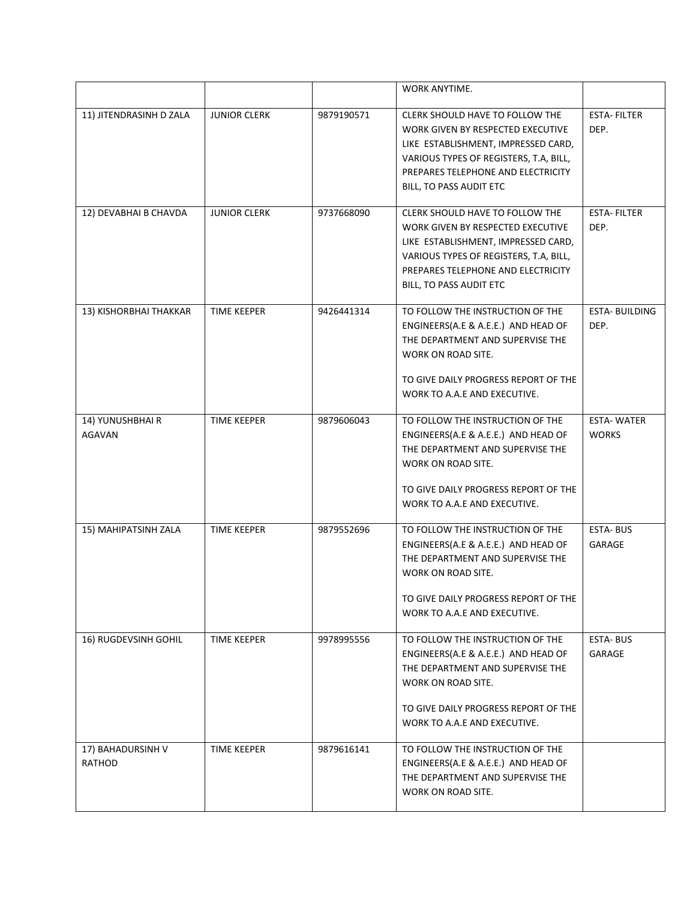| | | | WORK ANYTIME. | |
|---|---|---|---|---|
| 11) JITENDRASINH D ZALA | JUNIOR CLERK | 9879190571 | CLERK SHOULD HAVE TO FOLLOW THE WORK GIVEN BY RESPECTED EXECUTIVE LIKE ESTABLISHMENT, IMPRESSED CARD, VARIOUS TYPES OF REGISTERS, T.A, BILL, PREPARES TELEPHONE AND ELECTRICITY BILL, TO PASS AUDIT ETC | ESTA- FILTER DEP. |
| 12) DEVABHAI B CHAVDA | JUNIOR CLERK | 9737668090 | CLERK SHOULD HAVE TO FOLLOW THE WORK GIVEN BY RESPECTED EXECUTIVE LIKE ESTABLISHMENT, IMPRESSED CARD, VARIOUS TYPES OF REGISTERS, T.A, BILL, PREPARES TELEPHONE AND ELECTRICITY BILL, TO PASS AUDIT ETC | ESTA- FILTER DEP. |
| 13) KISHORBHAI THAKKAR | TIME KEEPER | 9426441314 | TO FOLLOW THE INSTRUCTION OF THE ENGINEERS(A.E & A.E.E.) AND HEAD OF THE DEPARTMENT AND SUPERVISE THE WORK ON ROAD SITE.<br><br>TO GIVE DAILY PROGRESS REPORT OF THE WORK TO A.A.E AND EXECUTIVE. | ESTA- BUILDING DEP. |
| 14) YUNUSHBHAI R AGAVAN | TIME KEEPER | 9879606043 | TO FOLLOW THE INSTRUCTION OF THE ENGINEERS(A.E & A.E.E.) AND HEAD OF THE DEPARTMENT AND SUPERVISE THE WORK ON ROAD SITE.<br><br>TO GIVE DAILY PROGRESS REPORT OF THE WORK TO A.A.E AND EXECUTIVE. | ESTA- WATER WORKS |
| 15) MAHIPATSINH ZALA | TIME KEEPER | 9879552696 | TO FOLLOW THE INSTRUCTION OF THE ENGINEERS(A.E & A.E.E.) AND HEAD OF THE DEPARTMENT AND SUPERVISE THE WORK ON ROAD SITE.<br><br>TO GIVE DAILY PROGRESS REPORT OF THE WORK TO A.A.E AND EXECUTIVE. | ESTA- BUS GARAGE |
| 16) RUGDEVSINH GOHIL | TIME KEEPER | 9978995556 | TO FOLLOW THE INSTRUCTION OF THE ENGINEERS(A.E & A.E.E.) AND HEAD OF THE DEPARTMENT AND SUPERVISE THE WORK ON ROAD SITE.<br><br>TO GIVE DAILY PROGRESS REPORT OF THE WORK TO A.A.E AND EXECUTIVE. | ESTA- BUS GARAGE |
| 17) BAHADURSINH V RATHOD | TIME KEEPER | 9879616141 | TO FOLLOW THE INSTRUCTION OF THE ENGINEERS(A.E & A.E.E.) AND HEAD OF THE DEPARTMENT AND SUPERVISE THE WORK ON ROAD SITE. | |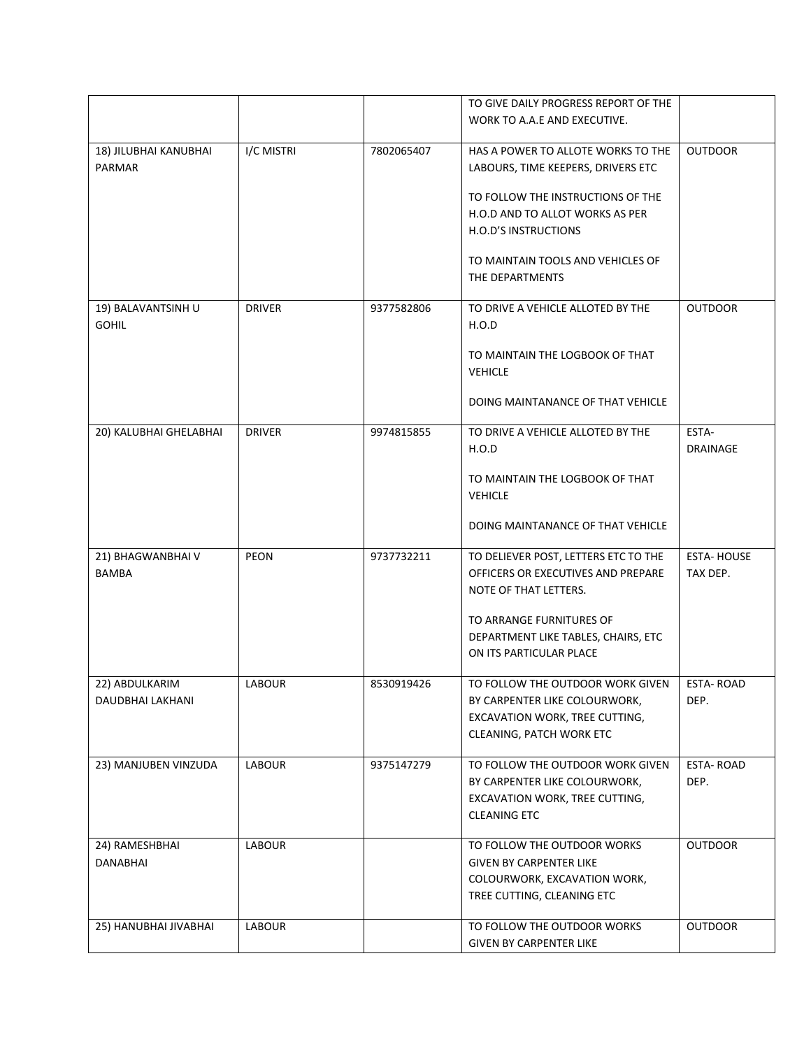| | | | | |
|---|---|---|---|---|
| | | | TO GIVE DAILY PROGRESS REPORT OF THE WORK TO A.A.E AND EXECUTIVE. | |
| 18) JILUBHAI KANUBHAI PARMAR | I/C MISTRI | 7802065407 | HAS A POWER TO ALLOTE WORKS TO THE LABOURS, TIME KEEPERS, DRIVERS ETC<br><br>TO FOLLOW THE INSTRUCTIONS OF THE H.O.D AND TO ALLOT WORKS AS PER H.O.D'S INSTRUCTIONS<br><br>TO MAINTAIN TOOLS AND VEHICLES OF THE DEPARTMENTS | OUTDOOR |
| 19) BALAVANTSINH U GOHIL | DRIVER | 9377582806 | TO DRIVE A VEHICLE ALLOTED BY THE H.O.D<br><br>TO MAINTAIN THE LOGBOOK OF THAT VEHICLE<br><br>DOING MAINTANANCE OF THAT VEHICLE | OUTDOOR |
| 20) KALUBHAI GHELABHAI | DRIVER | 9974815855 | TO DRIVE A VEHICLE ALLOTED BY THE H.O.D<br><br>TO MAINTAIN THE LOGBOOK OF THAT VEHICLE<br><br>DOING MAINTANANCE OF THAT VEHICLE | ESTA-DRAINAGE |
| 21) BHAGWANBHAI V BAMBA | PEON | 9737732211 | TO DELIEVER POST, LETTERS ETC TO THE OFFICERS OR EXECUTIVES AND PREPARE NOTE OF THAT LETTERS.<br><br>TO ARRANGE FURNITURES OF DEPARTMENT LIKE TABLES, CHAIRS, ETC ON ITS PARTICULAR PLACE | ESTA- HOUSE TAX DEP. |
| 22) ABDULKARIM DAUDBHAI LAKHANI | LABOUR | 8530919426 | TO FOLLOW THE OUTDOOR WORK GIVEN BY CARPENTER LIKE COLOURWORK, EXCAVATION WORK, TREE CUTTING, CLEANING, PATCH WORK ETC | ESTA- ROAD DEP. |
| 23) MANJUBEN VINZUDA | LABOUR | 9375147279 | TO FOLLOW THE OUTDOOR WORK GIVEN BY CARPENTER LIKE COLOURWORK, EXCAVATION WORK, TREE CUTTING, CLEANING ETC | ESTA- ROAD DEP. |
| 24) RAMESHBHAI DANABHAI | LABOUR | | TO FOLLOW THE OUTDOOR WORKS GIVEN BY CARPENTER LIKE COLOURWORK, EXCAVATION WORK, TREE CUTTING, CLEANING ETC | OUTDOOR |
| 25) HANUBHAI JIVABHAI | LABOUR | | TO FOLLOW THE OUTDOOR WORKS GIVEN BY CARPENTER LIKE | OUTDOOR |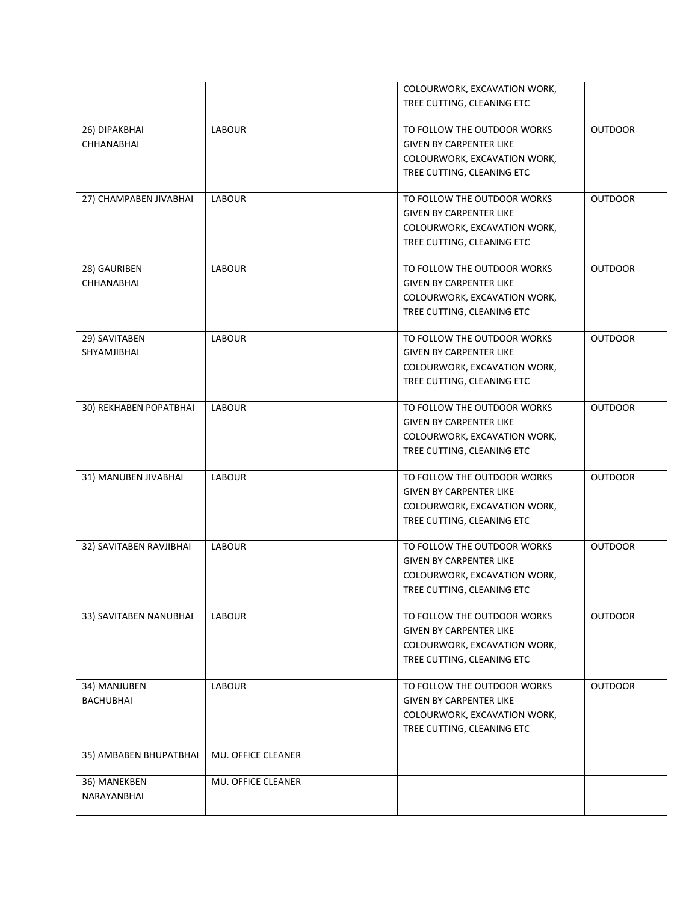| | | | | |
|---|---|---|---|---|
| | | | COLOURWORK, EXCAVATION WORK, TREE CUTTING, CLEANING ETC | |
| 26) DIPAKBHAI CHHANABHAI | LABOUR | | TO FOLLOW THE OUTDOOR WORKS GIVEN BY CARPENTER LIKE COLOURWORK, EXCAVATION WORK, TREE CUTTING, CLEANING ETC | OUTDOOR |
| 27) CHAMPABEN JIVABHAI | LABOUR | | TO FOLLOW THE OUTDOOR WORKS GIVEN BY CARPENTER LIKE COLOURWORK, EXCAVATION WORK, TREE CUTTING, CLEANING ETC | OUTDOOR |
| 28) GAURIBEN CHHANABHAI | LABOUR | | TO FOLLOW THE OUTDOOR WORKS GIVEN BY CARPENTER LIKE COLOURWORK, EXCAVATION WORK, TREE CUTTING, CLEANING ETC | OUTDOOR |
| 29) SAVITABEN SHYAMJIBHAI | LABOUR | | TO FOLLOW THE OUTDOOR WORKS GIVEN BY CARPENTER LIKE COLOURWORK, EXCAVATION WORK, TREE CUTTING, CLEANING ETC | OUTDOOR |
| 30) REKHABEN POPATBHAI | LABOUR | | TO FOLLOW THE OUTDOOR WORKS GIVEN BY CARPENTER LIKE COLOURWORK, EXCAVATION WORK, TREE CUTTING, CLEANING ETC | OUTDOOR |
| 31) MANUBEN JIVABHAI | LABOUR | | TO FOLLOW THE OUTDOOR WORKS GIVEN BY CARPENTER LIKE COLOURWORK, EXCAVATION WORK, TREE CUTTING, CLEANING ETC | OUTDOOR |
| 32) SAVITABEN RAVJIBHAI | LABOUR | | TO FOLLOW THE OUTDOOR WORKS GIVEN BY CARPENTER LIKE COLOURWORK, EXCAVATION WORK, TREE CUTTING, CLEANING ETC | OUTDOOR |
| 33) SAVITABEN NANUBHAI | LABOUR | | TO FOLLOW THE OUTDOOR WORKS GIVEN BY CARPENTER LIKE COLOURWORK, EXCAVATION WORK, TREE CUTTING, CLEANING ETC | OUTDOOR |
| 34) MANJUBEN BACHUBHAI | LABOUR | | TO FOLLOW THE OUTDOOR WORKS GIVEN BY CARPENTER LIKE COLOURWORK, EXCAVATION WORK, TREE CUTTING, CLEANING ETC | OUTDOOR |
| 35) AMBABEN BHUPATBHAI | MU. OFFICE CLEANER | | | |
| 36) MANEKBEN NARAYANBHAI | MU. OFFICE CLEANER | | | |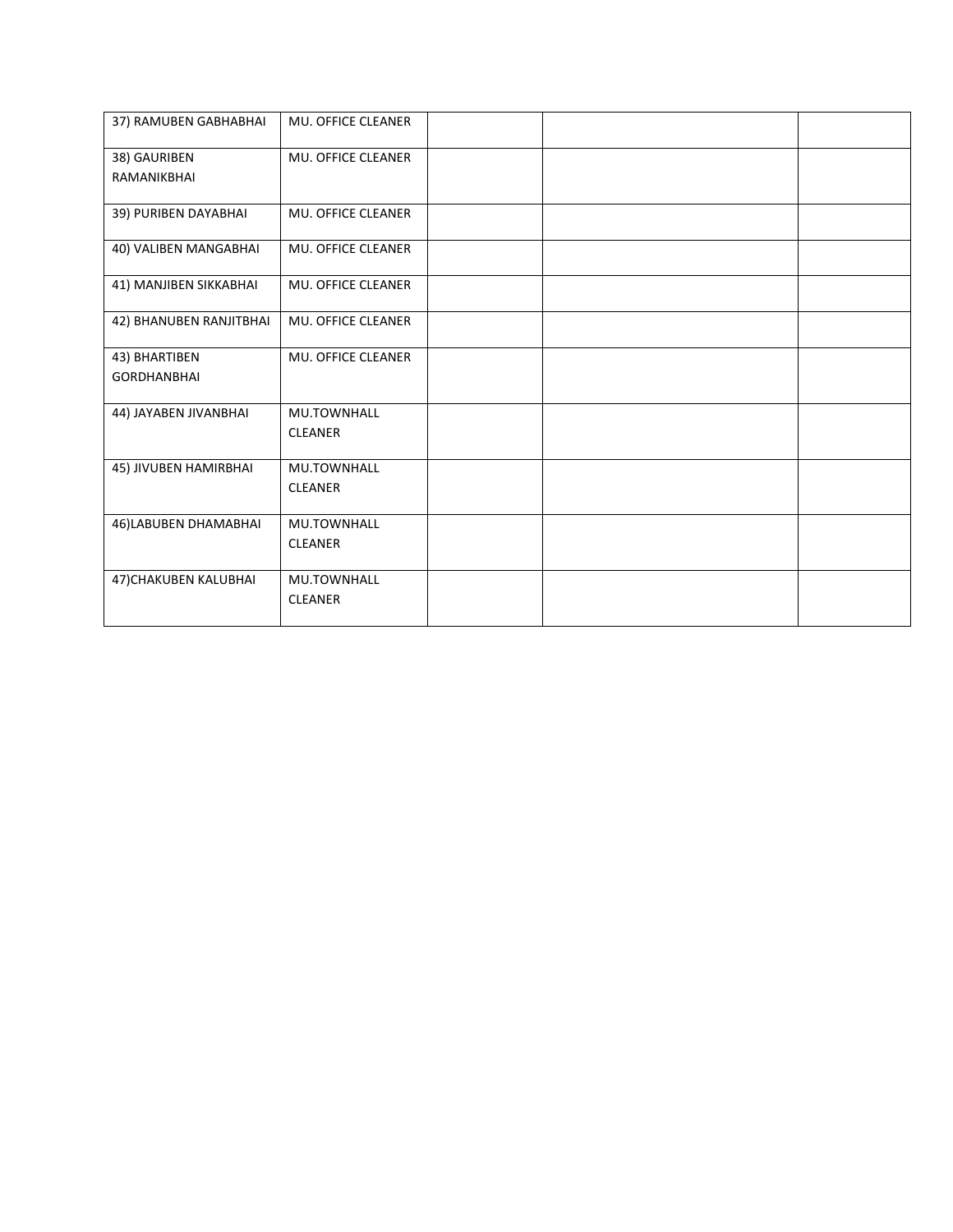| | | | | |
|---|---|---|---|---|
| 37) RAMUBEN GABHABHAI | MU. OFFICE CLEANER | | | |
| 38) GAURIBEN RAMANIKBHAI | MU. OFFICE CLEANER | | | |
| 39) PURIBEN DAYABHAI | MU. OFFICE CLEANER | | | |
| 40) VALIBEN MANGABHAI | MU. OFFICE CLEANER | | | |
| 41) MANJIBEN SIKKABHAI | MU. OFFICE CLEANER | | | |
| 42) BHANUBEN RANJITBHAI | MU. OFFICE CLEANER | | | |
| 43) BHARTIBEN GORDHANBHAI | MU. OFFICE CLEANER | | | |
| 44) JAYABEN JIVANBHAI | MU.TOWNHALL CLEANER | | | |
| 45) JIVUBEN HAMIRBHAI | MU.TOWNHALL CLEANER | | | |
| 46)LABUBEN DHAMABHAI | MU.TOWNHALL CLEANER | | | |
| 47)CHAKUBEN KALUBHAI | MU.TOWNHALL CLEANER | | | |